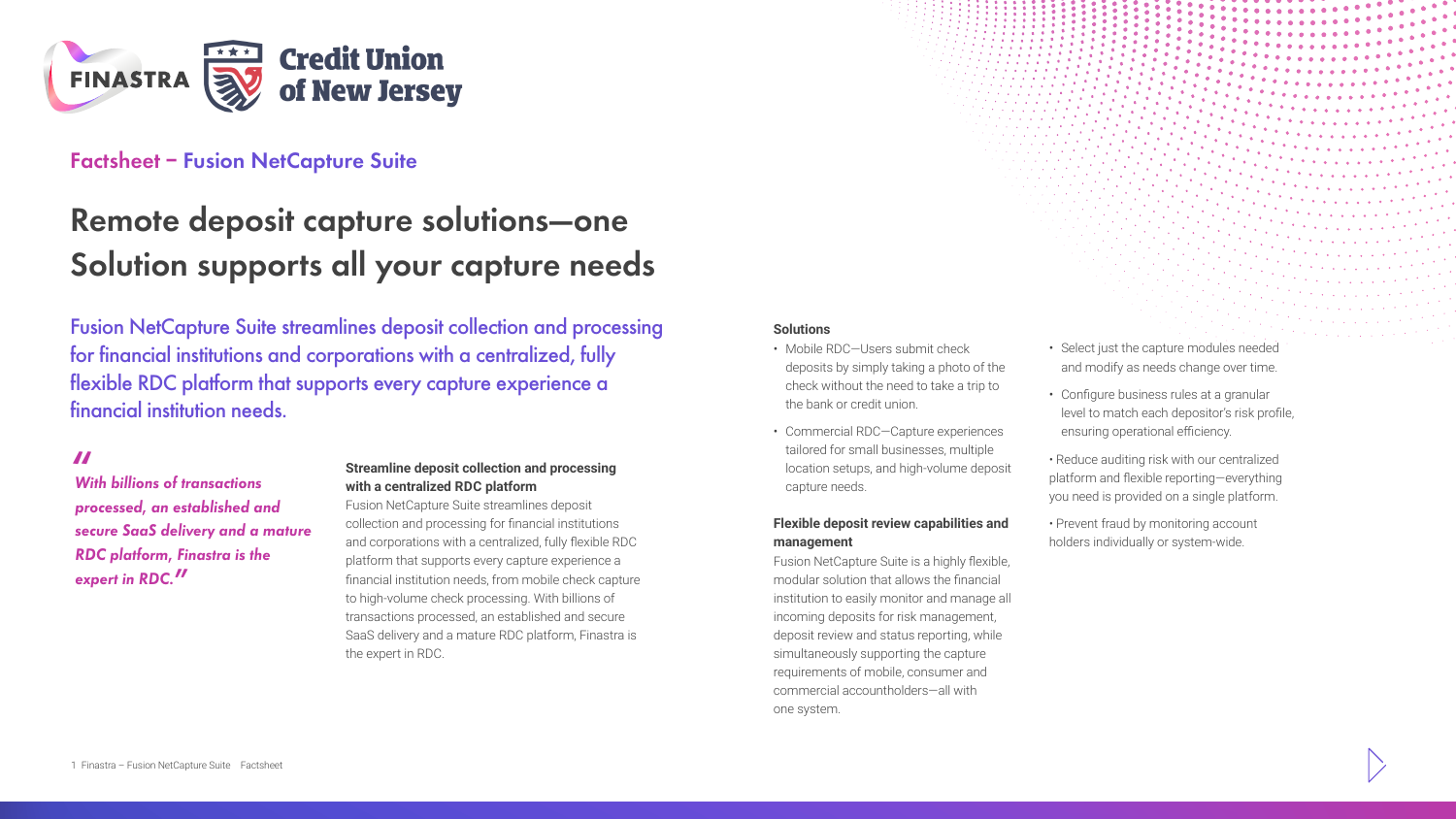FINASTRA | Credit Union of New Jersey

## Factsheet – Fusion NetCapture Suite

# Remote deposit capture solutions—one Solution supports all your capture needs

Fusion NetCapture Suite streamlines deposit collection and processing for financial institutions and corporations with a centralized, fully flexible RDC platform that supports every capture experience a financial institution needs.

> *"With billions of transactions processed, an established and secure SaaS delivery and a mature RDC platform, Finastra is the expert in RDC."*

**Streamline deposit collection and processing with a centralized RDC platform**

Fusion NetCapture Suite streamlines deposit collection and processing for financial institutions and corporations with a centralized, fully flexible RDC platform that supports every capture experience a financial institution needs, from mobile check capture to high-volume check processing. With billions of transactions processed, an established and secure SaaS delivery and a mature RDC platform, Finastra is the expert in RDC.

**Solutions**

- Mobile RDC—Users submit check deposits by simply taking a photo of the check without the need to take a trip to the bank or credit union.
- Commercial RDC—Capture experiences tailored for small businesses, multiple location setups, and high-volume deposit capture needs.

**Flexible deposit review capabilities and management**

Fusion NetCapture Suite is a highly flexible, modular solution that allows the financial institution to easily monitor and manage all incoming deposits for risk management, deposit review and status reporting, while simultaneously supporting the capture requirements of mobile, consumer and commercial accountholders—all with one system.

- Select just the capture modules needed and modify as needs change over time.
- Configure business rules at a granular level to match each depositor's risk profile, ensuring operational efficiency.
- Reduce auditing risk with our centralized platform and flexible reporting—everything you need is provided on a single platform.
- Prevent fraud by monitoring account holders individually or system-wide.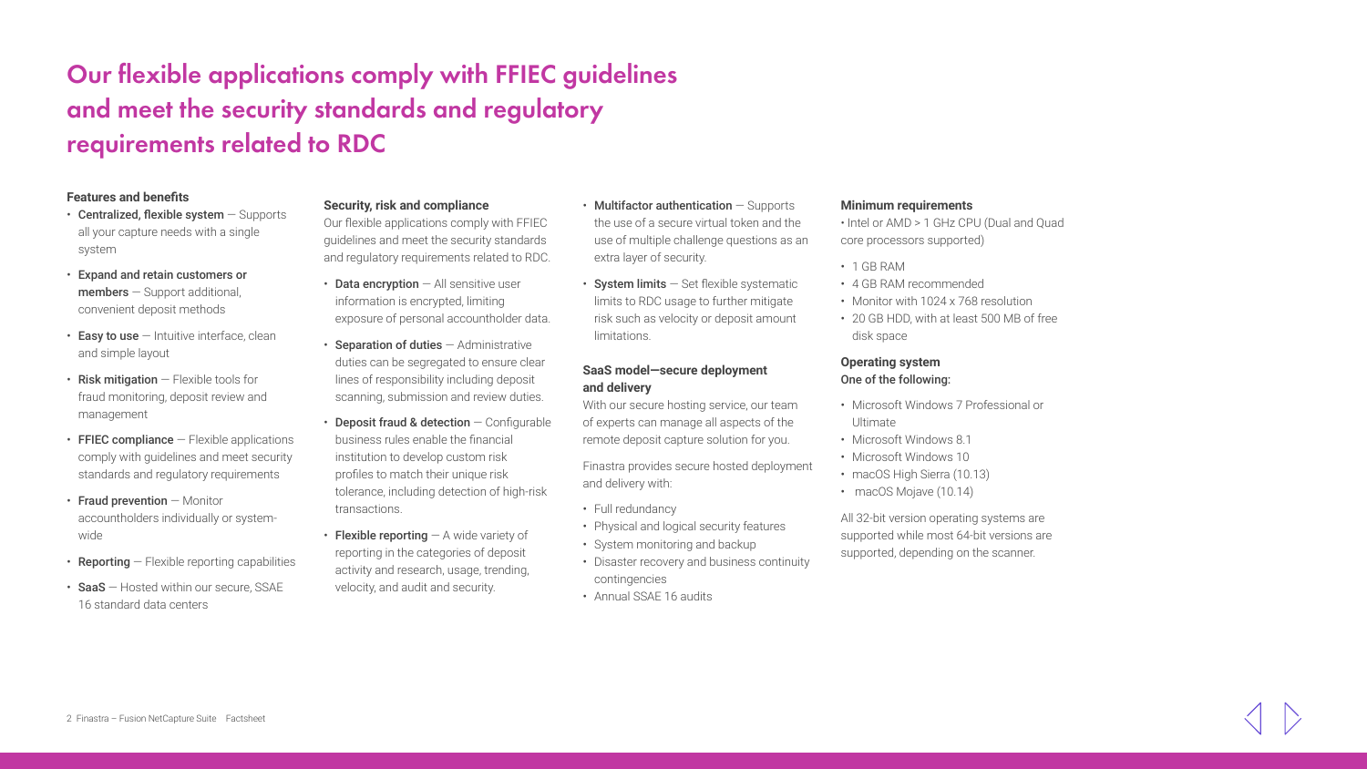# Our flexible applications comply with FFIEC guidelines and meet the security standards and regulatory requirements related to RDC

**Features and benefits**

- **Centralized, flexible system** — Supports all your capture needs with a single system
- **Expand and retain customers or members** — Support additional, convenient deposit methods
- **Easy to use** — Intuitive interface, clean and simple layout
- **Risk mitigation** — Flexible tools for fraud monitoring, deposit review and management
- **FFIEC compliance** — Flexible applications comply with guidelines and meet security standards and regulatory requirements
- **Fraud prevention** — Monitor accountholders individually or system-wide
- **Reporting** — Flexible reporting capabilities
- **SaaS** — Hosted within our secure, SSAE 16 standard data centers

**Security, risk and compliance**

Our flexible applications comply with FFIEC guidelines and meet the security standards and regulatory requirements related to RDC.

- **Data encryption** — All sensitive user information is encrypted, limiting exposure of personal accountholder data.
- **Separation of duties** — Administrative duties can be segregated to ensure clear lines of responsibility including deposit scanning, submission and review duties.
- **Deposit fraud & detection** — Configurable business rules enable the financial institution to develop custom risk profiles to match their unique risk tolerance, including detection of high-risk transactions.
- **Flexible reporting** — A wide variety of reporting in the categories of deposit activity and research, usage, trending, velocity, and audit and security.
- **Multifactor authentication** — Supports the use of a secure virtual token and the use of multiple challenge questions as an extra layer of security.
- **System limits** — Set flexible systematic limits to RDC usage to further mitigate risk such as velocity or deposit amount limitations.

**SaaS model—secure deployment and delivery**

With our secure hosting service, our team of experts can manage all aspects of the remote deposit capture solution for you.

Finastra provides secure hosted deployment and delivery with:

- Full redundancy
- Physical and logical security features
- System monitoring and backup
- Disaster recovery and business continuity contingencies
- Annual SSAE 16 audits

**Minimum requirements**

- Intel or AMD > 1 GHz CPU (Dual and Quad core processors supported)
- 1 GB RAM
- 4 GB RAM recommended
- Monitor with 1024 x 768 resolution
- 20 GB HDD, with at least 500 MB of free disk space

**Operating system**

**One of the following:**

- Microsoft Windows 7 Professional or Ultimate
- Microsoft Windows 8.1
- Microsoft Windows 10
- macOS High Sierra (10.13)
- macOS Mojave (10.14)

All 32-bit version operating systems are supported while most 64-bit versions are supported, depending on the scanner.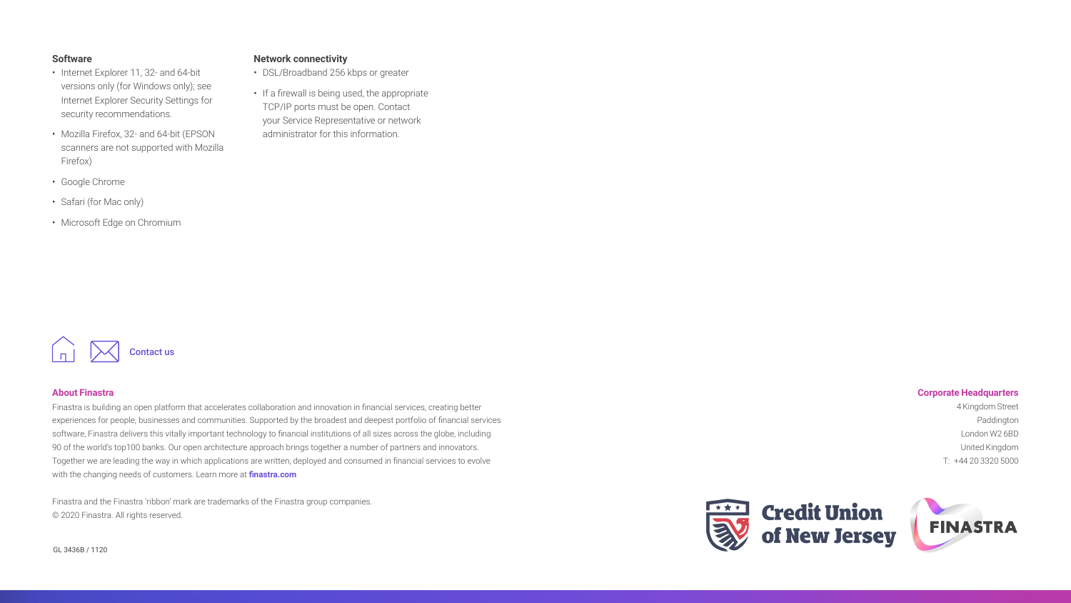### Software

- Internet Explorer 11, 32- and 64-bit versions only (for Windows only); see Internet Explorer Security Settings for security recommendations.
- Mozilla Firefox, 32- and 64-bit (EPSON scanners are not supported with Mozilla Firefox)
- Google Chrome
- Safari (for Mac only)
- Microsoft Edge on Chromium

### Network connectivity

- DSL/Broadband 256 kbps or greater
- If a firewall is being used, the appropriate TCP/IP ports must be open. Contact your Service Representative or network administrator for this information.

Contact us

**About Finastra**

Finastra is building an open platform that accelerates collaboration and innovation in financial services, creating better experiences for people, businesses and communities. Supported by the broadest and deepest portfolio of financial services software, Finastra delivers this vitally important technology to financial institutions of all sizes across the globe, including 90 of the world's top100 banks. Our open architecture approach brings together a number of partners and innovators. Together we are leading the way in which applications are written, deployed and consumed in financial services to evolve with the changing needs of customers. Learn more at **finastra.com**

Finastra and the Finastra 'ribbon' mark are trademarks of the Finastra group companies.
© 2020 Finastra. All rights reserved.

GL 3436B / 1120

**Corporate Headquarters**

4 Kingdom Street
Paddington
London W2 6BD
United Kingdom
T: +44 20 3320 5000

Credit Union of New Jersey

FINASTRA